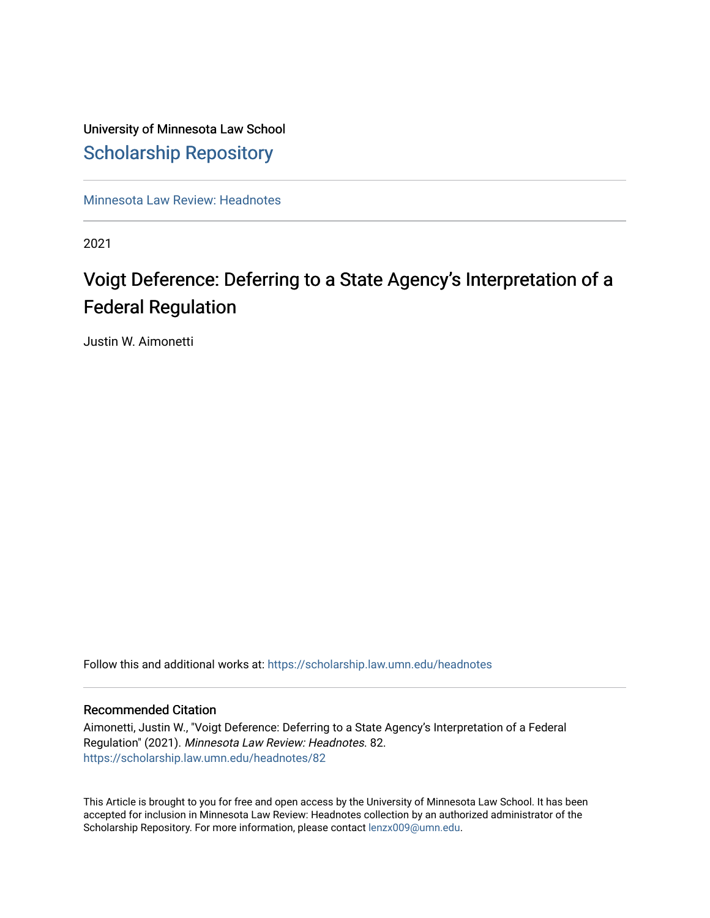University of Minnesota Law School

## Scholarship Repository

Minnesota Law Review: Headnotes

2021

# Voigt Deference: Deferring to a State Agency's Interpretation of a Federal Regulation

Justin W. Aimonetti

Follow this and additional works at: https://scholarship.law.umn.edu/headnotes

### Recommended Citation

Aimonetti, Justin W., "Voigt Deference: Deferring to a State Agency's Interpretation of a Federal Regulation" (2021). *Minnesota Law Review: Headnotes*. 82.
https://scholarship.law.umn.edu/headnotes/82

This Article is brought to you for free and open access by the University of Minnesota Law School. It has been accepted for inclusion in Minnesota Law Review: Headnotes collection by an authorized administrator of the Scholarship Repository. For more information, please contact lenzx009@umn.edu.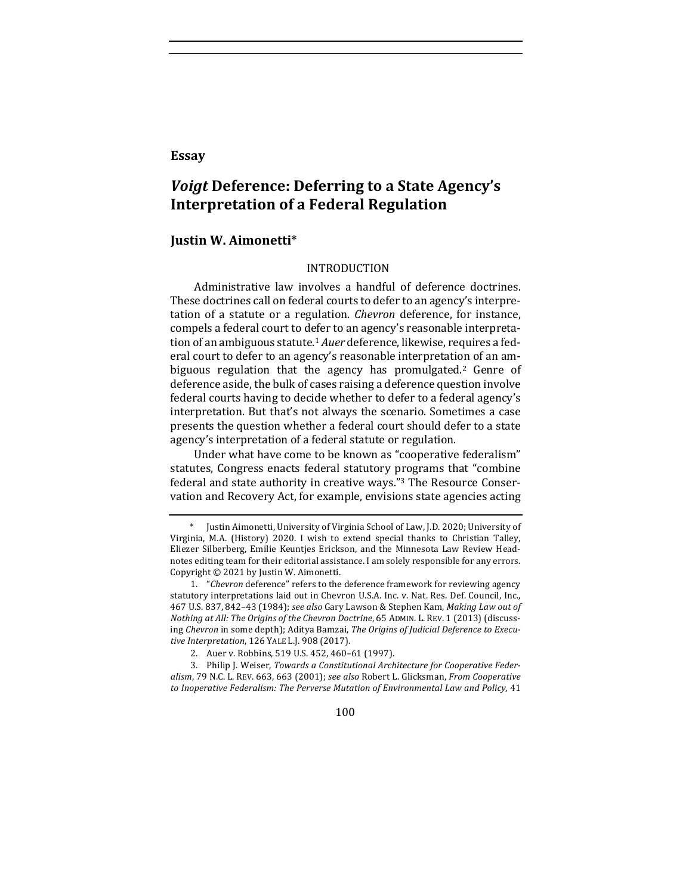**Essay**

# *Voigt* Deference: Deferring to a State Agency's Interpretation of a Federal Regulation

## Justin W. Aimonetti*

### INTRODUCTION

Administrative law involves a handful of deference doctrines. These doctrines call on federal courts to defer to an agency's interpretation of a statute or a regulation. *Chevron* deference, for instance, compels a federal court to defer to an agency's reasonable interpretation of an ambiguous statute.[1] *Auer* deference, likewise, requires a federal court to defer to an agency's reasonable interpretation of an ambiguous regulation that the agency has promulgated.[2] Genre of deference aside, the bulk of cases raising a deference question involve federal courts having to decide whether to defer to a federal agency's interpretation. But that's not always the scenario. Sometimes a case presents the question whether a federal court should defer to a state agency's interpretation of a federal statute or regulation.

Under what have come to be known as "cooperative federalism" statutes, Congress enacts federal statutory programs that "combine federal and state authority in creative ways."[3] The Resource Conservation and Recovery Act, for example, envisions state agencies acting

---

\* Justin Aimonetti, University of Virginia School of Law, J.D. 2020; University of Virginia, M.A. (History) 2020. I wish to extend special thanks to Christian Talley, Eliezer Silberberg, Emilie Keuntjes Erickson, and the Minnesota Law Review Headnotes editing team for their editorial assistance. I am solely responsible for any errors. Copyright © 2021 by Justin W. Aimonetti.

1. "*Chevron* deference" refers to the deference framework for reviewing agency statutory interpretations laid out in Chevron U.S.A. Inc. v. Nat. Res. Def. Council, Inc., 467 U.S. 837, 842–43 (1984); *see also* Gary Lawson & Stephen Kam, *Making Law out of Nothing at All: The Origins of the Chevron Doctrine*, 65 ADMIN. L. REV. 1 (2013) (discussing *Chevron* in some depth); Aditya Bamzai, *The Origins of Judicial Deference to Executive Interpretation*, 126 YALE L.J. 908 (2017).

2. Auer v. Robbins, 519 U.S. 452, 460–61 (1997).

3. Philip J. Weiser, *Towards a Constitutional Architecture for Cooperative Federalism*, 79 N.C. L. REV. 663, 663 (2001); *see also* Robert L. Glicksman, *From Cooperative to Inoperative Federalism: The Perverse Mutation of Environmental Law and Policy*, 41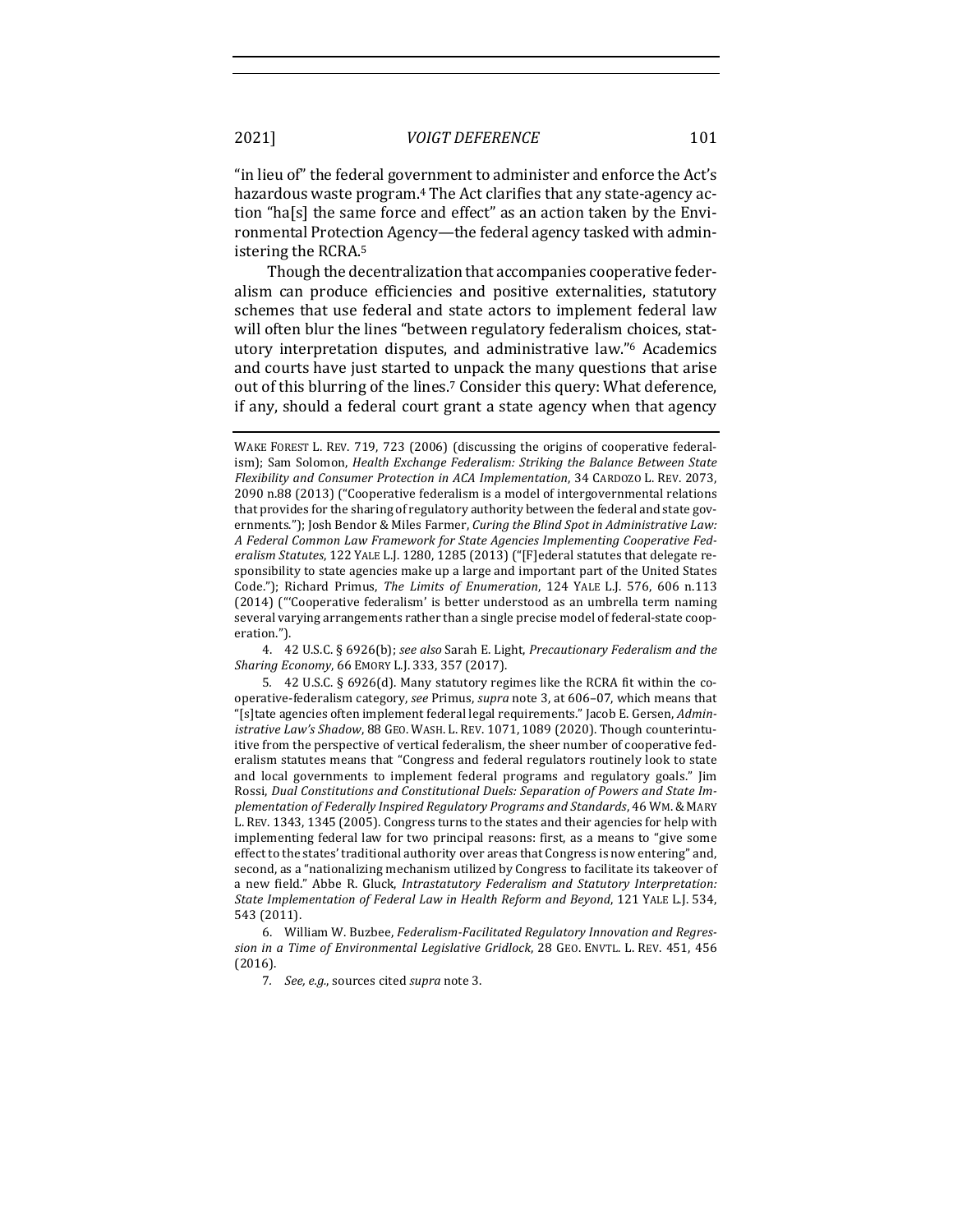"in lieu of" the federal government to administer and enforce the Act's hazardous waste program.[4] The Act clarifies that any state-agency action "ha[s] the same force and effect" as an action taken by the Environmental Protection Agency—the federal agency tasked with administering the RCRA.[5]

Though the decentralization that accompanies cooperative federalism can produce efficiencies and positive externalities, statutory schemes that use federal and state actors to implement federal law will often blur the lines "between regulatory federalism choices, statutory interpretation disputes, and administrative law."[6] Academics and courts have just started to unpack the many questions that arise out of this blurring of the lines.[7] Consider this query: What deference, if any, should a federal court grant a state agency when that agency

---

WAKE FOREST L. REV. 719, 723 (2006) (discussing the origins of cooperative federalism); Sam Solomon, *Health Exchange Federalism: Striking the Balance Between State Flexibility and Consumer Protection in ACA Implementation*, 34 CARDOZO L. REV. 2073, 2090 n.88 (2013) ("Cooperative federalism is a model of intergovernmental relations that provides for the sharing of regulatory authority between the federal and state governments."); Josh Bendor & Miles Farmer, *Curing the Blind Spot in Administrative Law: A Federal Common Law Framework for State Agencies Implementing Cooperative Federalism Statutes*, 122 YALE L.J. 1280, 1285 (2013) ("[F]ederal statutes that delegate responsibility to state agencies make up a large and important part of the United States Code."); Richard Primus, *The Limits of Enumeration*, 124 YALE L.J. 576, 606 n.113 (2014) ("'Cooperative federalism' is better understood as an umbrella term naming several varying arrangements rather than a single precise model of federal-state cooperation.").

4. 42 U.S.C. § 6926(b); *see also* Sarah E. Light, *Precautionary Federalism and the Sharing Economy*, 66 EMORY L.J. 333, 357 (2017).

5. 42 U.S.C. § 6926(d). Many statutory regimes like the RCRA fit within the cooperative-federalism category, *see* Primus, *supra* note 3, at 606–07, which means that "[s]tate agencies often implement federal legal requirements." Jacob E. Gersen, *Administrative Law's Shadow*, 88 GEO. WASH. L. REV. 1071, 1089 (2020). Though counterintuitive from the perspective of vertical federalism, the sheer number of cooperative federalism statutes means that "Congress and federal regulators routinely look to state and local governments to implement federal programs and regulatory goals." Jim Rossi, *Dual Constitutions and Constitutional Duels: Separation of Powers and State Implementation of Federally Inspired Regulatory Programs and Standards*, 46 WM. & MARY L. REV. 1343, 1345 (2005). Congress turns to the states and their agencies for help with implementing federal law for two principal reasons: first, as a means to "give some effect to the states' traditional authority over areas that Congress is now entering" and, second, as a "nationalizing mechanism utilized by Congress to facilitate its takeover of a new field." Abbe R. Gluck, *Intrastatutory Federalism and Statutory Interpretation: State Implementation of Federal Law in Health Reform and Beyond*, 121 YALE L.J. 534, 543 (2011).

6. William W. Buzbee, *Federalism-Facilitated Regulatory Innovation and Regression in a Time of Environmental Legislative Gridlock*, 28 GEO. ENVTL. L. REV. 451, 456 (2016).

7. *See, e.g.*, sources cited *supra* note 3.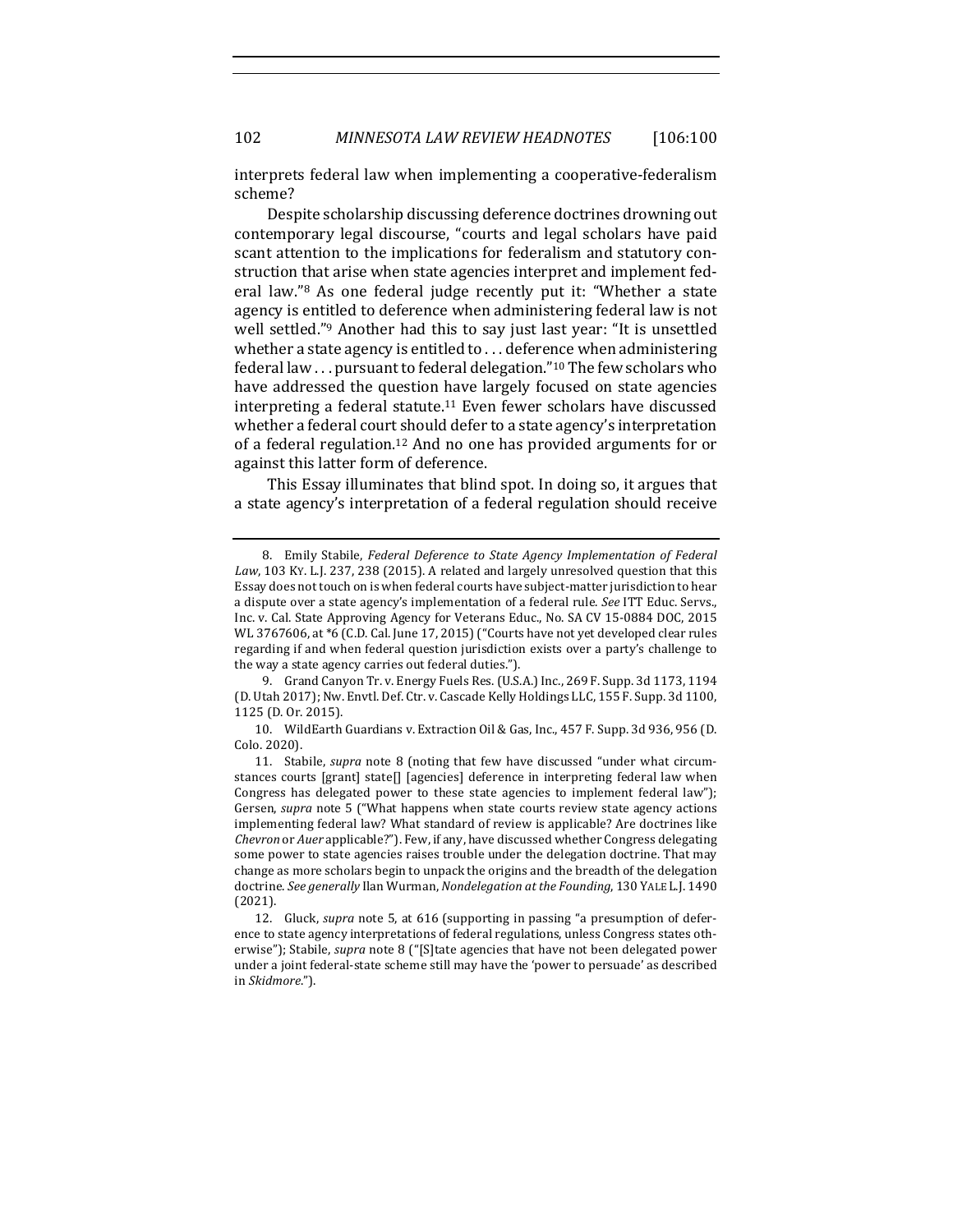interprets federal law when implementing a cooperative-federalism scheme?

Despite scholarship discussing deference doctrines drowning out contemporary legal discourse, "courts and legal scholars have paid scant attention to the implications for federalism and statutory construction that arise when state agencies interpret and implement federal law."[8] As one federal judge recently put it: "Whether a state agency is entitled to deference when administering federal law is not well settled."[9] Another had this to say just last year: "It is unsettled whether a state agency is entitled to . . . deference when administering federal law . . . pursuant to federal delegation."[10] The few scholars who have addressed the question have largely focused on state agencies interpreting a federal statute.[11] Even fewer scholars have discussed whether a federal court should defer to a state agency's interpretation of a federal regulation.[12] And no one has provided arguments for or against this latter form of deference.

This Essay illuminates that blind spot. In doing so, it argues that a state agency's interpretation of a federal regulation should receive

---

8. Emily Stabile, *Federal Deference to State Agency Implementation of Federal Law*, 103 KY. L.J. 237, 238 (2015). A related and largely unresolved question that this Essay does not touch on is when federal courts have subject-matter jurisdiction to hear a dispute over a state agency's implementation of a federal rule. *See* ITT Educ. Servs., Inc. v. Cal. State Approving Agency for Veterans Educ., No. SA CV 15-0884 DOC, 2015 WL 3767606, at *6 (C.D. Cal. June 17, 2015) ("Courts have not yet developed clear rules regarding if and when federal question jurisdiction exists over a party's challenge to the way a state agency carries out federal duties.").

9. Grand Canyon Tr. v. Energy Fuels Res. (U.S.A.) Inc., 269 F. Supp. 3d 1173, 1194 (D. Utah 2017); Nw. Envtl. Def. Ctr. v. Cascade Kelly Holdings LLC, 155 F. Supp. 3d 1100, 1125 (D. Or. 2015).

10. WildEarth Guardians v. Extraction Oil & Gas, Inc., 457 F. Supp. 3d 936, 956 (D. Colo. 2020).

11. Stabile, *supra* note 8 (noting that few have discussed "under what circumstances courts [grant] state[] [agencies] deference in interpreting federal law when Congress has delegated power to these state agencies to implement federal law"); Gersen, *supra* note 5 ("What happens when state courts review state agency actions implementing federal law? What standard of review is applicable? Are doctrines like *Chevron* or *Auer* applicable?"). Few, if any, have discussed whether Congress delegating some power to state agencies raises trouble under the delegation doctrine. That may change as more scholars begin to unpack the origins and the breadth of the delegation doctrine. *See generally* Ilan Wurman, *Nondelegation at the Founding*, 130 YALE L.J. 1490 (2021).

12. Gluck, *supra* note 5, at 616 (supporting in passing "a presumption of deference to state agency interpretations of federal regulations, unless Congress states otherwise"); Stabile, *supra* note 8 ("[S]tate agencies that have not been delegated power under a joint federal-state scheme still may have the 'power to persuade' as described in *Skidmore*.").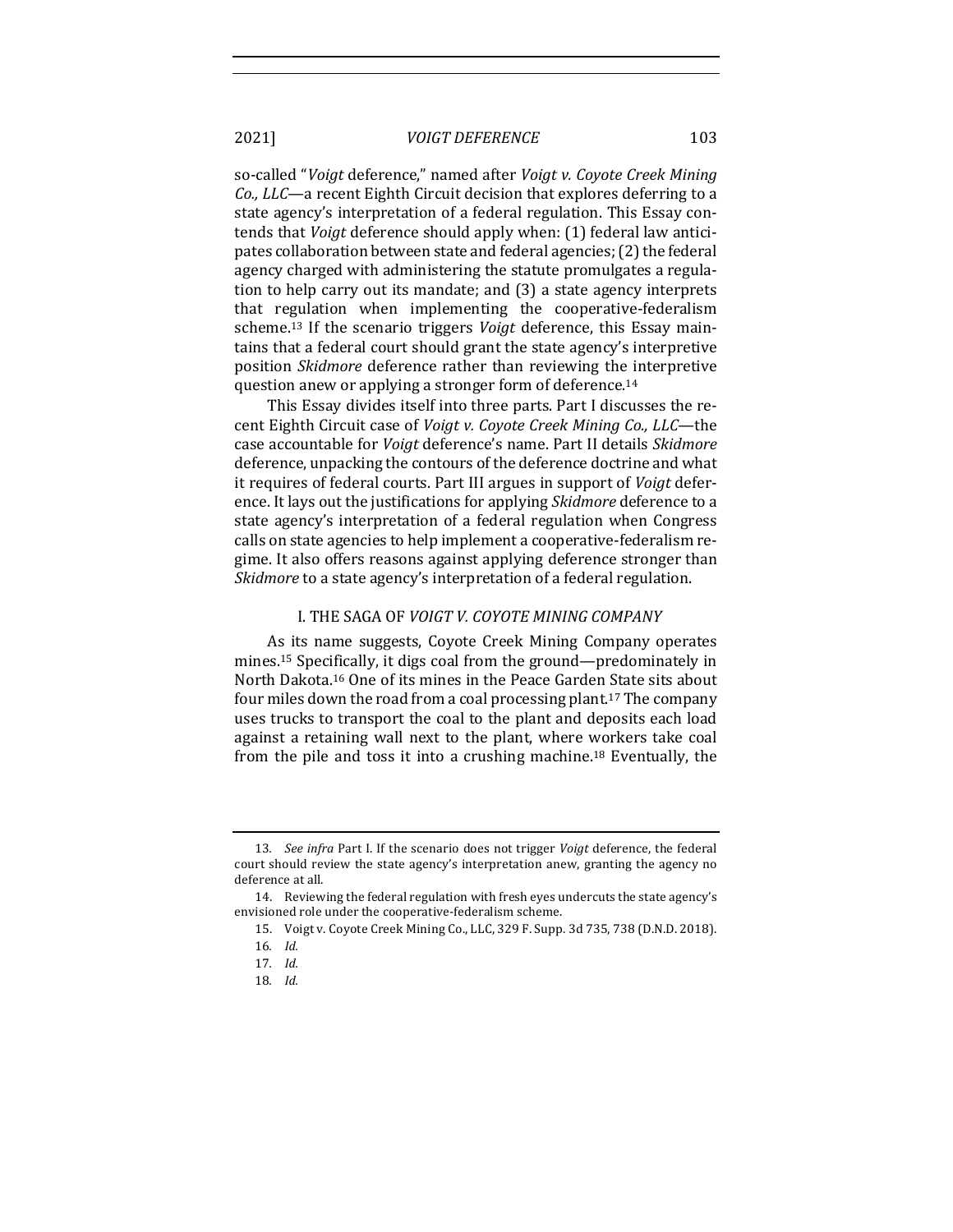so-called "*Voigt* deference," named after *Voigt v. Coyote Creek Mining Co., LLC*—a recent Eighth Circuit decision that explores deferring to a state agency's interpretation of a federal regulation. This Essay contends that *Voigt* deference should apply when: (1) federal law anticipates collaboration between state and federal agencies; (2) the federal agency charged with administering the statute promulgates a regulation to help carry out its mandate; and (3) a state agency interprets that regulation when implementing the cooperative-federalism scheme.[13] If the scenario triggers *Voigt* deference, this Essay maintains that a federal court should grant the state agency's interpretive position *Skidmore* deference rather than reviewing the interpretive question anew or applying a stronger form of deference.[14]

This Essay divides itself into three parts. Part I discusses the recent Eighth Circuit case of *Voigt v. Coyote Creek Mining Co., LLC*—the case accountable for *Voigt* deference's name. Part II details *Skidmore* deference, unpacking the contours of the deference doctrine and what it requires of federal courts. Part III argues in support of *Voigt* deference. It lays out the justifications for applying *Skidmore* deference to a state agency's interpretation of a federal regulation when Congress calls on state agencies to help implement a cooperative-federalism regime. It also offers reasons against applying deference stronger than *Skidmore* to a state agency's interpretation of a federal regulation.

## I. THE SAGA OF *VOIGT V. COYOTE MINING COMPANY*

As its name suggests, Coyote Creek Mining Company operates mines.[15] Specifically, it digs coal from the ground—predominately in North Dakota.[16] One of its mines in the Peace Garden State sits about four miles down the road from a coal processing plant.[17] The company uses trucks to transport the coal to the plant and deposits each load against a retaining wall next to the plant, where workers take coal from the pile and toss it into a crushing machine.[18] Eventually, the

---

13. *See infra* Part I. If the scenario does not trigger *Voigt* deference, the federal court should review the state agency's interpretation anew, granting the agency no deference at all.

14. Reviewing the federal regulation with fresh eyes undercuts the state agency's envisioned role under the cooperative-federalism scheme.

15. Voigt v. Coyote Creek Mining Co., LLC, 329 F. Supp. 3d 735, 738 (D.N.D. 2018).

16. *Id.*

17. *Id.*

18. *Id.*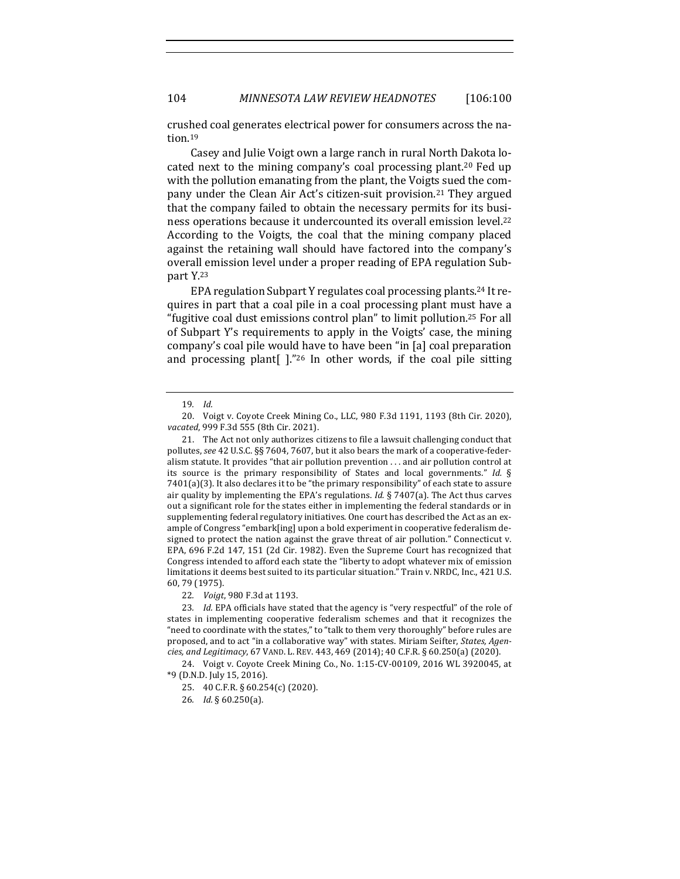crushed coal generates electrical power for consumers across the nation.[19]

Casey and Julie Voigt own a large ranch in rural North Dakota located next to the mining company's coal processing plant.[20] Fed up with the pollution emanating from the plant, the Voigts sued the company under the Clean Air Act's citizen-suit provision.[21] They argued that the company failed to obtain the necessary permits for its business operations because it undercounted its overall emission level.[22] According to the Voigts, the coal that the mining company placed against the retaining wall should have factored into the company's overall emission level under a proper reading of EPA regulation Subpart Y.[23]

EPA regulation Subpart Y regulates coal processing plants.[24] It requires in part that a coal pile in a coal processing plant must have a "fugitive coal dust emissions control plan" to limit pollution.[25] For all of Subpart Y's requirements to apply in the Voigts' case, the mining company's coal pile would have to have been "in [a] coal preparation and processing plant[ ]."[26] In other words, if the coal pile sitting

---

19. *Id.*

20. Voigt v. Coyote Creek Mining Co., LLC, 980 F.3d 1191, 1193 (8th Cir. 2020), *vacated*, 999 F.3d 555 (8th Cir. 2021).

21. The Act not only authorizes citizens to file a lawsuit challenging conduct that pollutes, *see* 42 U.S.C. §§ 7604, 7607, but it also bears the mark of a cooperative-federalism statute. It provides "that air pollution prevention . . . and air pollution control at its source is the primary responsibility of States and local governments." *Id.* § 7401(a)(3). It also declares it to be "the primary responsibility" of each state to assure air quality by implementing the EPA's regulations. *Id.* § 7407(a). The Act thus carves out a significant role for the states either in implementing the federal standards or in supplementing federal regulatory initiatives. One court has described the Act as an example of Congress "embark[ing] upon a bold experiment in cooperative federalism designed to protect the nation against the grave threat of air pollution." Connecticut v. EPA, 696 F.2d 147, 151 (2d Cir. 1982). Even the Supreme Court has recognized that Congress intended to afford each state the "liberty to adopt whatever mix of emission limitations it deems best suited to its particular situation." Train v. NRDC, Inc., 421 U.S. 60, 79 (1975).

22. *Voigt*, 980 F.3d at 1193.

23. *Id.* EPA officials have stated that the agency is "very respectful" of the role of states in implementing cooperative federalism schemes and that it recognizes the "need to coordinate with the states," to "talk to them very thoroughly" before rules are proposed, and to act "in a collaborative way" with states. Miriam Seifter, *States, Agencies, and Legitimacy*, 67 VAND. L. REV. 443, 469 (2014); 40 C.F.R. § 60.250(a) (2020).

24. Voigt v. Coyote Creek Mining Co., No. 1:15-CV-00109, 2016 WL 3920045, at *9 (D.N.D. July 15, 2016).

25. 40 C.F.R. § 60.254(c) (2020).

26. *Id.* § 60.250(a).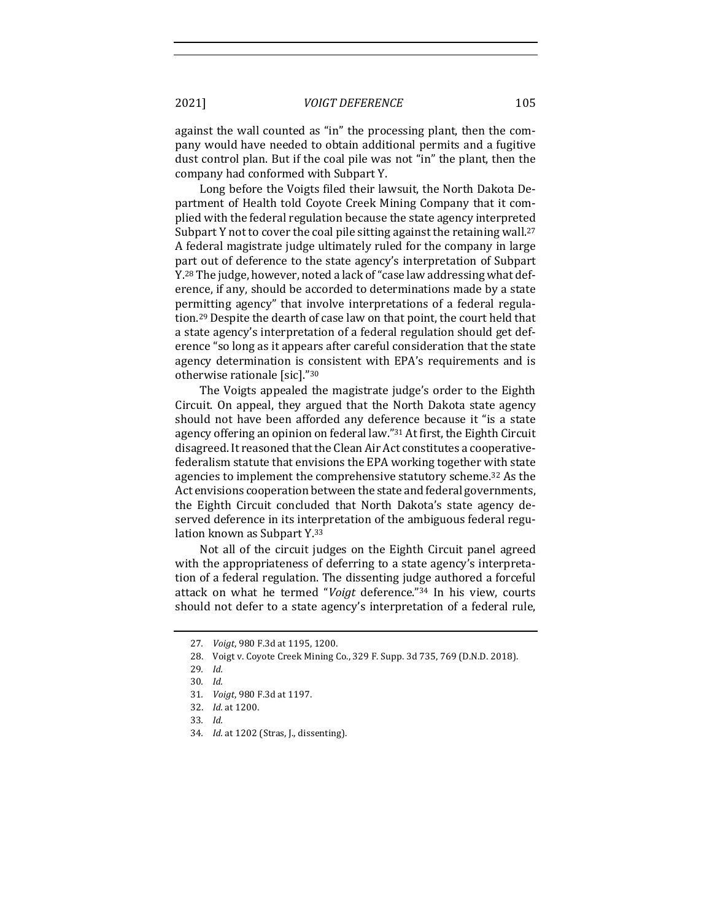against the wall counted as "in" the processing plant, then the company would have needed to obtain additional permits and a fugitive dust control plan. But if the coal pile was not "in" the plant, then the company had conformed with Subpart Y.

Long before the Voigts filed their lawsuit, the North Dakota Department of Health told Coyote Creek Mining Company that it complied with the federal regulation because the state agency interpreted Subpart Y not to cover the coal pile sitting against the retaining wall.[27] A federal magistrate judge ultimately ruled for the company in large part out of deference to the state agency's interpretation of Subpart Y.[28] The judge, however, noted a lack of "case law addressing what deference, if any, should be accorded to determinations made by a state permitting agency" that involve interpretations of a federal regulation.[29] Despite the dearth of case law on that point, the court held that a state agency's interpretation of a federal regulation should get deference "so long as it appears after careful consideration that the state agency determination is consistent with EPA's requirements and is otherwise rationale [sic]."[30]

The Voigts appealed the magistrate judge's order to the Eighth Circuit. On appeal, they argued that the North Dakota state agency should not have been afforded any deference because it "is a state agency offering an opinion on federal law."[31] At first, the Eighth Circuit disagreed. It reasoned that the Clean Air Act constitutes a cooperative-federalism statute that envisions the EPA working together with state agencies to implement the comprehensive statutory scheme.[32] As the Act envisions cooperation between the state and federal governments, the Eighth Circuit concluded that North Dakota's state agency deserved deference in its interpretation of the ambiguous federal regulation known as Subpart Y.[33]

Not all of the circuit judges on the Eighth Circuit panel agreed with the appropriateness of deferring to a state agency's interpretation of a federal regulation. The dissenting judge authored a forceful attack on what he termed "*Voigt* deference."[34] In his view, courts should not defer to a state agency's interpretation of a federal rule,

---

27. *Voigt*, 980 F.3d at 1195, 1200.
28. Voigt v. Coyote Creek Mining Co., 329 F. Supp. 3d 735, 769 (D.N.D. 2018).
29. *Id.*
30. *Id.*
31. *Voigt*, 980 F.3d at 1197.
32. *Id.* at 1200.
33. *Id.*
34. *Id.* at 1202 (Stras, J., dissenting).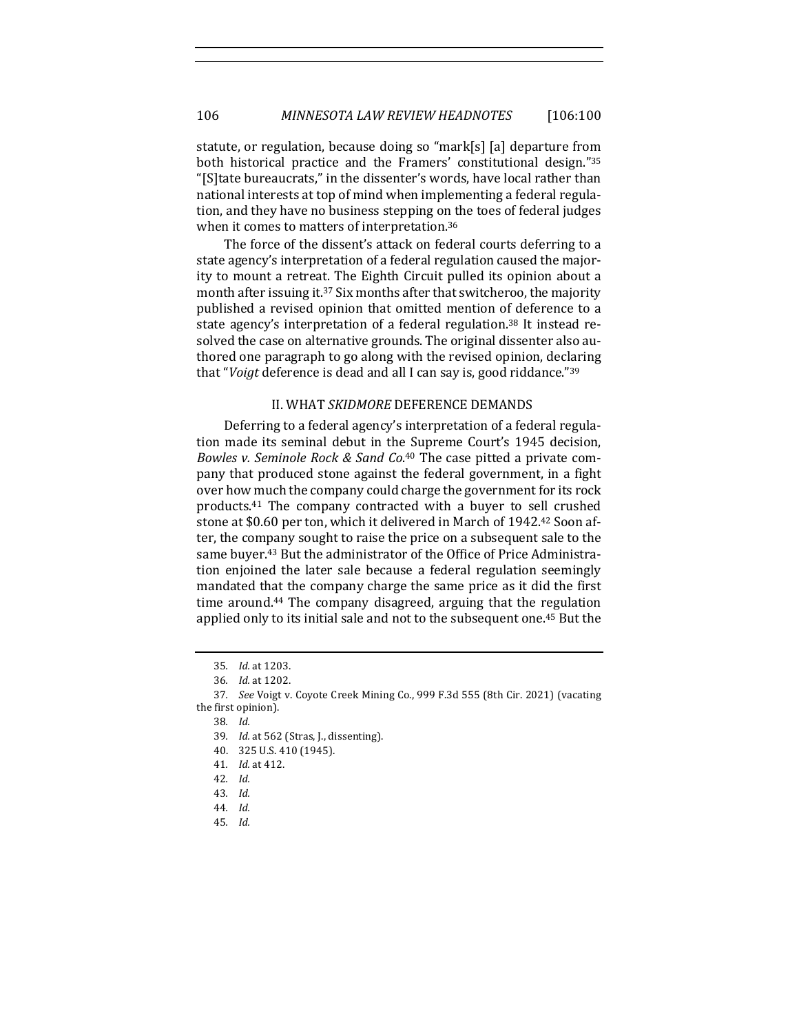statute, or regulation, because doing so "mark[s] [a] departure from both historical practice and the Framers' constitutional design."[35] "[S]tate bureaucrats," in the dissenter's words, have local rather than national interests at top of mind when implementing a federal regulation, and they have no business stepping on the toes of federal judges when it comes to matters of interpretation.[36]

The force of the dissent's attack on federal courts deferring to a state agency's interpretation of a federal regulation caused the majority to mount a retreat. The Eighth Circuit pulled its opinion about a month after issuing it.[37] Six months after that switcheroo, the majority published a revised opinion that omitted mention of deference to a state agency's interpretation of a federal regulation.[38] It instead resolved the case on alternative grounds. The original dissenter also authored one paragraph to go along with the revised opinion, declaring that "*Voigt* deference is dead and all I can say is, good riddance."[39]

## II. WHAT *SKIDMORE* DEFERENCE DEMANDS

Deferring to a federal agency's interpretation of a federal regulation made its seminal debut in the Supreme Court's 1945 decision, *Bowles v. Seminole Rock & Sand Co.*[40] The case pitted a private company that produced stone against the federal government, in a fight over how much the company could charge the government for its rock products.[41] The company contracted with a buyer to sell crushed stone at $0.60 per ton, which it delivered in March of 1942.[42] Soon after, the company sought to raise the price on a subsequent sale to the same buyer.[43] But the administrator of the Office of Price Administration enjoined the later sale because a federal regulation seemingly mandated that the company charge the same price as it did the first time around.[44] The company disagreed, arguing that the regulation applied only to its initial sale and not to the subsequent one.[45] But the

35. *Id.* at 1203.

36. *Id.* at 1202.

37. *See* Voigt v. Coyote Creek Mining Co., 999 F.3d 555 (8th Cir. 2021) (vacating the first opinion).

38. *Id.*

39. *Id.* at 562 (Stras, J., dissenting).

40. 325 U.S. 410 (1945).

41. *Id.* at 412.

42. *Id.*

43. *Id.*

44. *Id.*

45. *Id.*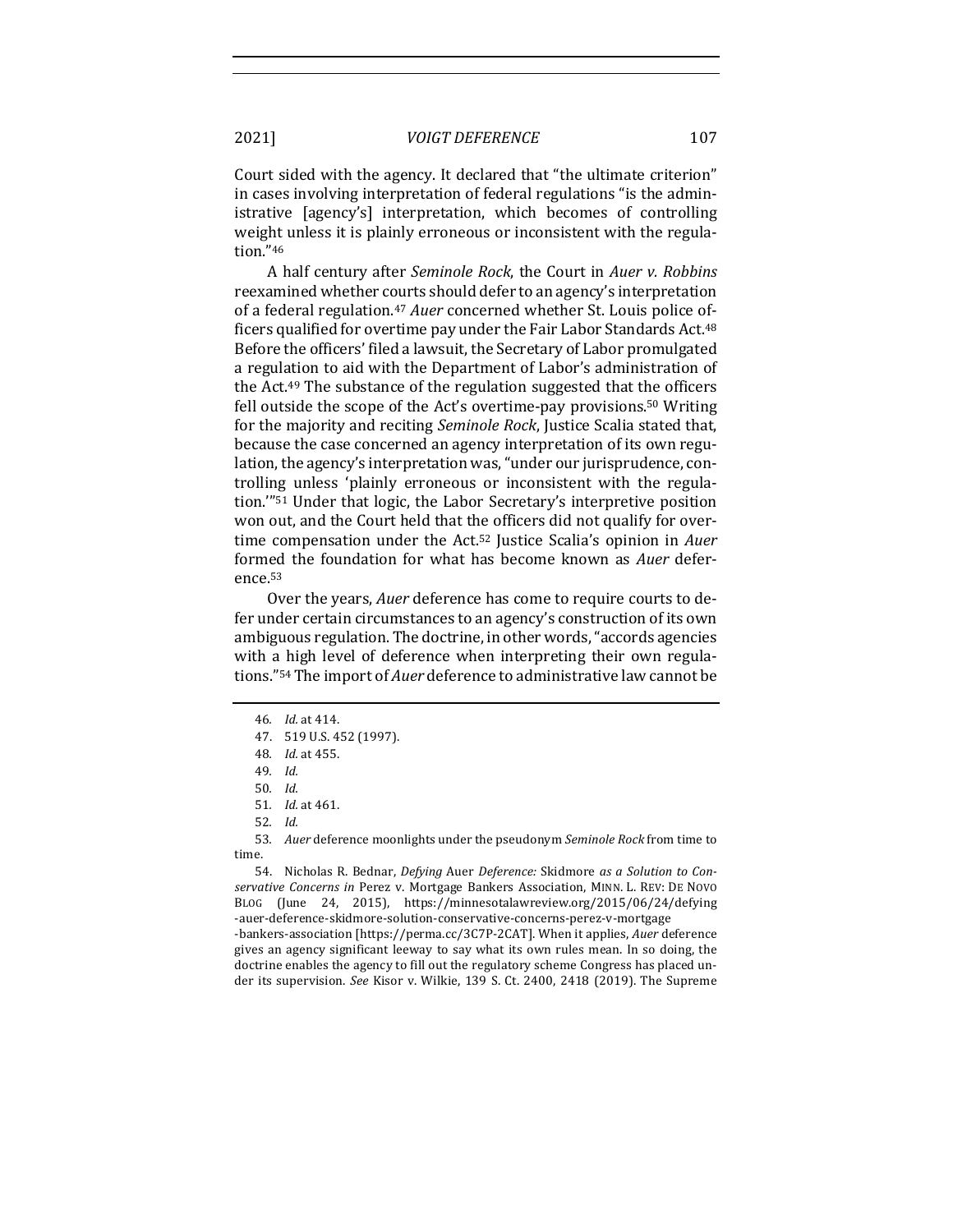Court sided with the agency. It declared that "the ultimate criterion" in cases involving interpretation of federal regulations "is the administrative [agency's] interpretation, which becomes of controlling weight unless it is plainly erroneous or inconsistent with the regulation."[46]

A half century after *Seminole Rock*, the Court in *Auer v. Robbins* reexamined whether courts should defer to an agency's interpretation of a federal regulation.[47] *Auer* concerned whether St. Louis police officers qualified for overtime pay under the Fair Labor Standards Act.[48] Before the officers' filed a lawsuit, the Secretary of Labor promulgated a regulation to aid with the Department of Labor's administration of the Act.[49] The substance of the regulation suggested that the officers fell outside the scope of the Act's overtime-pay provisions.[50] Writing for the majority and reciting *Seminole Rock*, Justice Scalia stated that, because the case concerned an agency interpretation of its own regulation, the agency's interpretation was, "under our jurisprudence, controlling unless 'plainly erroneous or inconsistent with the regulation.'"[51] Under that logic, the Labor Secretary's interpretive position won out, and the Court held that the officers did not qualify for overtime compensation under the Act.[52] Justice Scalia's opinion in *Auer* formed the foundation for what has become known as *Auer* deference.[53]

Over the years, *Auer* deference has come to require courts to defer under certain circumstances to an agency's construction of its own ambiguous regulation. The doctrine, in other words, "accords agencies with a high level of deference when interpreting their own regulations."[54] The import of *Auer* deference to administrative law cannot be

---

46. *Id.* at 414.

47. 519 U.S. 452 (1997).

48. *Id.* at 455.

49. *Id.*

50. *Id.*

51. *Id.* at 461.

52. *Id.*

53. *Auer* deference moonlights under the pseudonym *Seminole Rock* from time to time.

54. Nicholas R. Bednar, *Defying* Auer *Deference:* Skidmore *as a Solution to Conservative Concerns in* Perez v. Mortgage Bankers Association, MINN. L. REV: DE NOVO BLOG (June 24, 2015), https://minnesotalawreview.org/2015/06/24/defying-auer-deference-skidmore-solution-conservative-concerns-perez-v-mortgage-bankers-association [https://perma.cc/3C7P-2CAT]. When it applies, *Auer* deference gives an agency significant leeway to say what its own rules mean. In so doing, the doctrine enables the agency to fill out the regulatory scheme Congress has placed under its supervision. *See* Kisor v. Wilkie, 139 S. Ct. 2400, 2418 (2019). The Supreme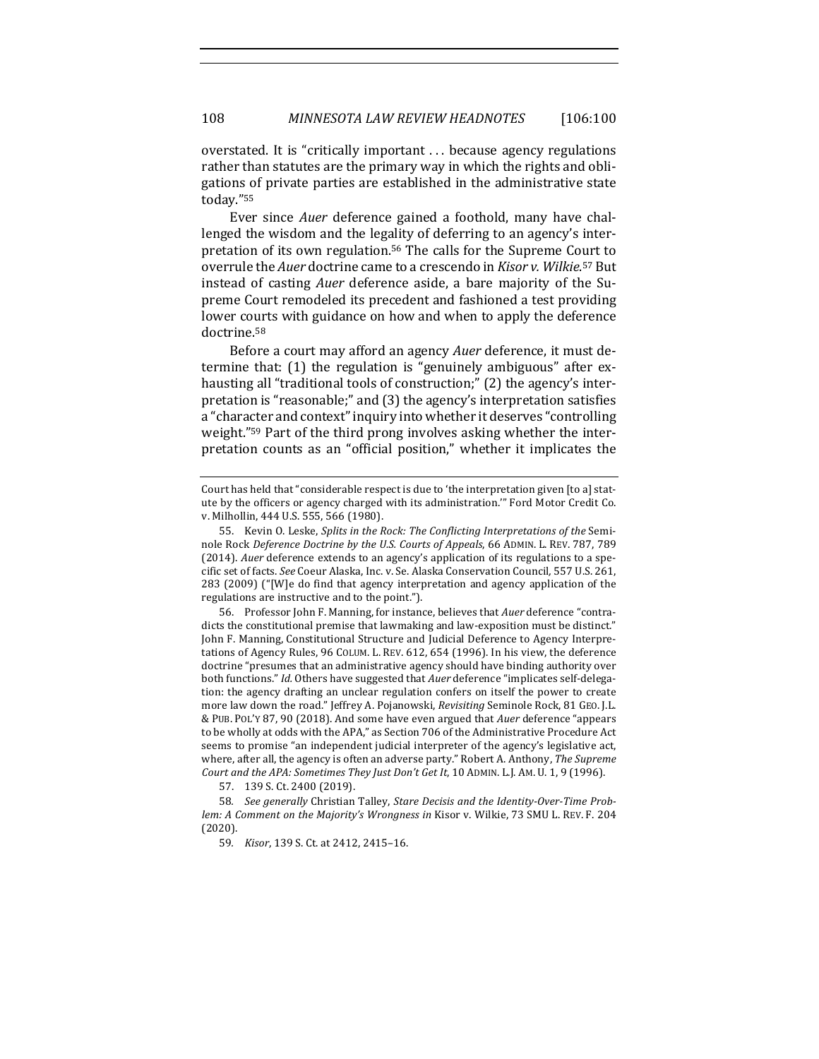overstated. It is "critically important . . . because agency regulations rather than statutes are the primary way in which the rights and obligations of private parties are established in the administrative state today."[55]

Ever since *Auer* deference gained a foothold, many have challenged the wisdom and the legality of deferring to an agency's interpretation of its own regulation.[56] The calls for the Supreme Court to overrule the *Auer* doctrine came to a crescendo in *Kisor v. Wilkie*.[57] But instead of casting *Auer* deference aside, a bare majority of the Supreme Court remodeled its precedent and fashioned a test providing lower courts with guidance on how and when to apply the deference doctrine.[58]

Before a court may afford an agency *Auer* deference, it must determine that: (1) the regulation is "genuinely ambiguous" after exhausting all "traditional tools of construction;" (2) the agency's interpretation is "reasonable;" and (3) the agency's interpretation satisfies a "character and context" inquiry into whether it deserves "controlling weight."[59] Part of the third prong involves asking whether the interpretation counts as an "official position," whether it implicates the

---

Court has held that "considerable respect is due to 'the interpretation given [to a] statute by the officers or agency charged with its administration.'" Ford Motor Credit Co. v. Milhollin, 444 U.S. 555, 566 (1980).

55. Kevin O. Leske, *Splits in the Rock: The Conflicting Interpretations of the* Seminole Rock *Deference Doctrine by the U.S. Courts of Appeals*, 66 ADMIN. L. REV. 787, 789 (2014). *Auer* deference extends to an agency's application of its regulations to a specific set of facts. *See* Coeur Alaska, Inc. v. Se. Alaska Conservation Council, 557 U.S. 261, 283 (2009) ("[W]e do find that agency interpretation and agency application of the regulations are instructive and to the point.").

56. Professor John F. Manning, for instance, believes that *Auer* deference "contradicts the constitutional premise that lawmaking and law-exposition must be distinct." John F. Manning, Constitutional Structure and Judicial Deference to Agency Interpretations of Agency Rules, 96 COLUM. L. REV. 612, 654 (1996). In his view, the deference doctrine "presumes that an administrative agency should have binding authority over both functions." *Id.* Others have suggested that *Auer* deference "implicates self-delegation: the agency drafting an unclear regulation confers on itself the power to create more law down the road." Jeffrey A. Pojanowski, *Revisiting* Seminole Rock, 81 GEO. J.L. & PUB. POL'Y 87, 90 (2018). And some have even argued that *Auer* deference "appears to be wholly at odds with the APA," as Section 706 of the Administrative Procedure Act seems to promise "an independent judicial interpreter of the agency's legislative act, where, after all, the agency is often an adverse party." Robert A. Anthony, *The Supreme Court and the APA: Sometimes They Just Don't Get It*, 10 ADMIN. L.J. AM. U. 1, 9 (1996).

57. 139 S. Ct. 2400 (2019).

58. *See generally* Christian Talley, *Stare Decisis and the Identity-Over-Time Problem: A Comment on the Majority's Wrongness in* Kisor v. Wilkie, 73 SMU L. REV. F. 204 (2020).

59. *Kisor*, 139 S. Ct. at 2412, 2415–16.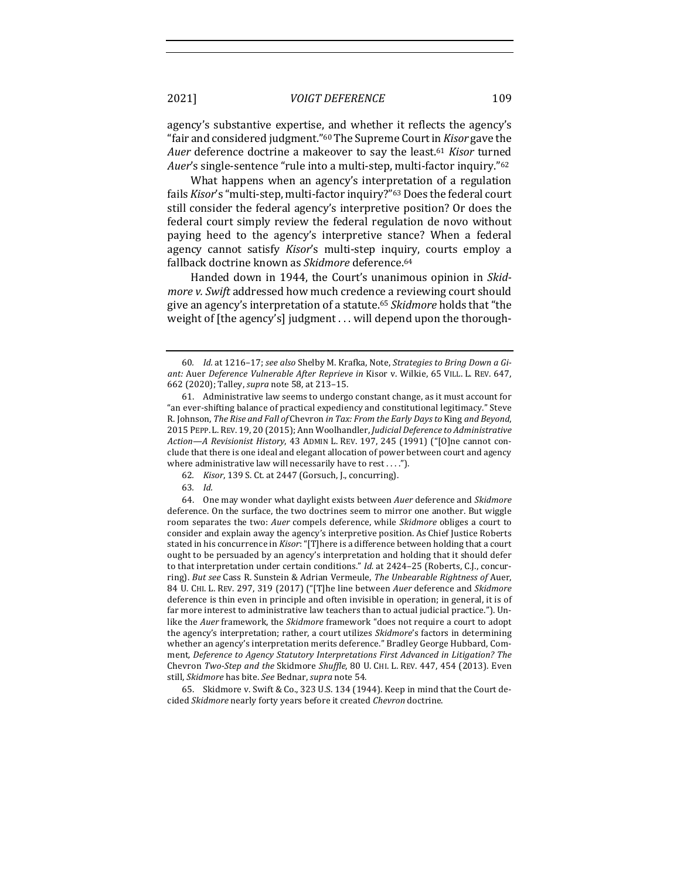agency's substantive expertise, and whether it reflects the agency's "fair and considered judgment."[60] The Supreme Court in *Kisor* gave the *Auer* deference doctrine a makeover to say the least.[61] *Kisor* turned *Auer*'s single-sentence "rule into a multi-step, multi-factor inquiry."[62]

What happens when an agency's interpretation of a regulation fails *Kisor*'s "multi-step, multi-factor inquiry?"[63] Does the federal court still consider the federal agency's interpretive position? Or does the federal court simply review the federal regulation de novo without paying heed to the agency's interpretive stance? When a federal agency cannot satisfy *Kisor*'s multi-step inquiry, courts employ a fallback doctrine known as *Skidmore* deference.[64]

Handed down in 1944, the Court's unanimous opinion in *Skidmore v. Swift* addressed how much credence a reviewing court should give an agency's interpretation of a statute.[65] *Skidmore* holds that "the weight of [the agency's] judgment . . . will depend upon the thorough-

---

60. *Id.* at 1216–17; *see also* Shelby M. Krafka, Note, *Strategies to Bring Down a Giant:* Auer *Deference Vulnerable After Reprieve in* Kisor v. Wilkie, 65 VILL. L. REV. 647, 662 (2020); Talley, *supra* note 58, at 213–15.

61. Administrative law seems to undergo constant change, as it must account for "an ever-shifting balance of practical expediency and constitutional legitimacy." Steve R. Johnson, *The Rise and Fall of* Chevron *in Tax: From the Early Days to* King *and Beyond*, 2015 PEPP. L. REV. 19, 20 (2015); Ann Woolhandler, *Judicial Deference to Administrative Action—A Revisionist History*, 43 ADMIN L. REV. 197, 245 (1991) ("[O]ne cannot conclude that there is one ideal and elegant allocation of power between court and agency where administrative law will necessarily have to rest . . . .").

62. *Kisor*, 139 S. Ct. at 2447 (Gorsuch, J., concurring).

63. *Id.*

64. One may wonder what daylight exists between *Auer* deference and *Skidmore* deference. On the surface, the two doctrines seem to mirror one another. But wiggle room separates the two: *Auer* compels deference, while *Skidmore* obliges a court to consider and explain away the agency's interpretive position. As Chief Justice Roberts stated in his concurrence in *Kisor*: "[T]here is a difference between holding that a court ought to be persuaded by an agency's interpretation and holding that it should defer to that interpretation under certain conditions." *Id.* at 2424–25 (Roberts, C.J., concurring). *But see* Cass R. Sunstein & Adrian Vermeule, *The Unbearable Rightness of* Auer, 84 U. CHI. L. REV. 297, 319 (2017) ("[T]he line between *Auer* deference and *Skidmore* deference is thin even in principle and often invisible in operation; in general, it is of far more interest to administrative law teachers than to actual judicial practice."). Unlike the *Auer* framework, the *Skidmore* framework "does not require a court to adopt the agency's interpretation; rather, a court utilizes *Skidmore*'s factors in determining whether an agency's interpretation merits deference." Bradley George Hubbard, Comment, *Deference to Agency Statutory Interpretations First Advanced in Litigation? The* Chevron *Two-Step and the* Skidmore *Shuffle*, 80 U. CHI. L. REV. 447, 454 (2013). Even still, *Skidmore* has bite. *See* Bednar, *supra* note 54.

65. Skidmore v. Swift & Co., 323 U.S. 134 (1944). Keep in mind that the Court decided *Skidmore* nearly forty years before it created *Chevron* doctrine.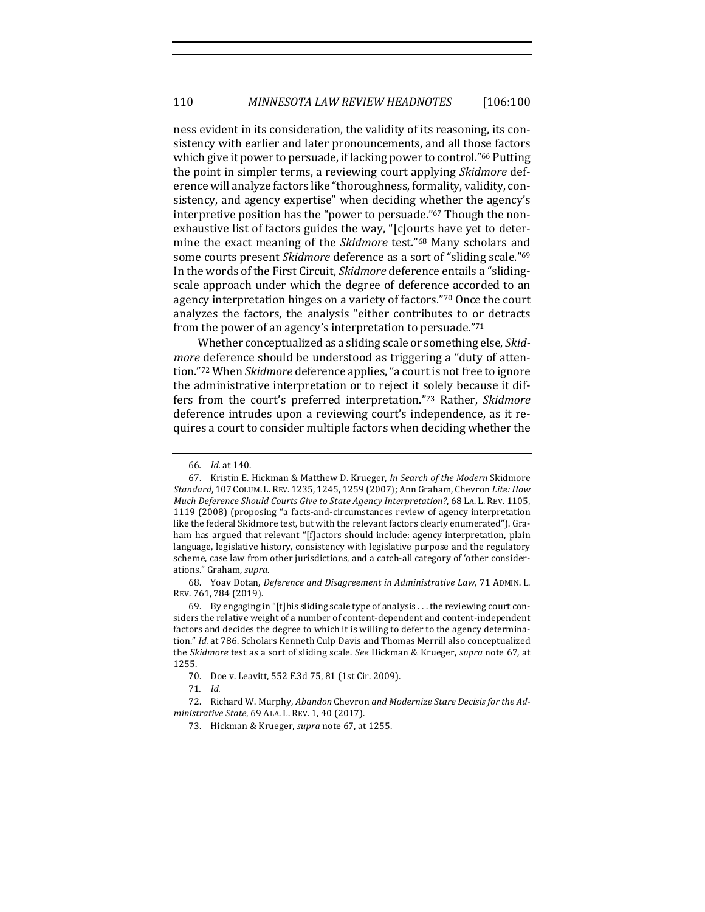ness evident in its consideration, the validity of its reasoning, its consistency with earlier and later pronouncements, and all those factors which give it power to persuade, if lacking power to control."[66] Putting the point in simpler terms, a reviewing court applying *Skidmore* deference will analyze factors like "thoroughness, formality, validity, consistency, and agency expertise" when deciding whether the agency's interpretive position has the "power to persuade."[67] Though the non-exhaustive list of factors guides the way, "[c]ourts have yet to determine the exact meaning of the *Skidmore* test."[68] Many scholars and some courts present *Skidmore* deference as a sort of "sliding scale."[69] In the words of the First Circuit, *Skidmore* deference entails a "sliding-scale approach under which the degree of deference accorded to an agency interpretation hinges on a variety of factors."[70] Once the court analyzes the factors, the analysis "either contributes to or detracts from the power of an agency's interpretation to persuade."[71]

Whether conceptualized as a sliding scale or something else, *Skidmore* deference should be understood as triggering a "duty of attention."[72] When *Skidmore* deference applies, "a court is not free to ignore the administrative interpretation or to reject it solely because it differs from the court's preferred interpretation."[73] Rather, *Skidmore* deference intrudes upon a reviewing court's independence, as it requires a court to consider multiple factors when deciding whether the

---

66. *Id.* at 140.

67. Kristin E. Hickman & Matthew D. Krueger, *In Search of the Modern* Skidmore *Standard*, 107 COLUM. L. REV. 1235, 1245, 1259 (2007); Ann Graham, Chevron *Lite: How Much Deference Should Courts Give to State Agency Interpretation?*, 68 LA. L. REV. 1105, 1119 (2008) (proposing "a facts-and-circumstances review of agency interpretation like the federal Skidmore test, but with the relevant factors clearly enumerated"). Graham has argued that relevant "[f]actors should include: agency interpretation, plain language, legislative history, consistency with legislative purpose and the regulatory scheme, case law from other jurisdictions, and a catch-all category of 'other considerations." Graham, *supra*.

68. Yoav Dotan, *Deference and Disagreement in Administrative Law*, 71 ADMIN. L. REV. 761, 784 (2019).

69. By engaging in "[t]his sliding scale type of analysis . . . the reviewing court considers the relative weight of a number of content-dependent and content-independent factors and decides the degree to which it is willing to defer to the agency determination." *Id.* at 786. Scholars Kenneth Culp Davis and Thomas Merrill also conceptualized the *Skidmore* test as a sort of sliding scale. *See* Hickman & Krueger, *supra* note 67, at 1255.

70. Doe v. Leavitt, 552 F.3d 75, 81 (1st Cir. 2009).

71. *Id.*

72. Richard W. Murphy, *Abandon* Chevron *and Modernize Stare Decisis for the Administrative State*, 69 ALA. L. REV. 1, 40 (2017).

73. Hickman & Krueger, *supra* note 67, at 1255.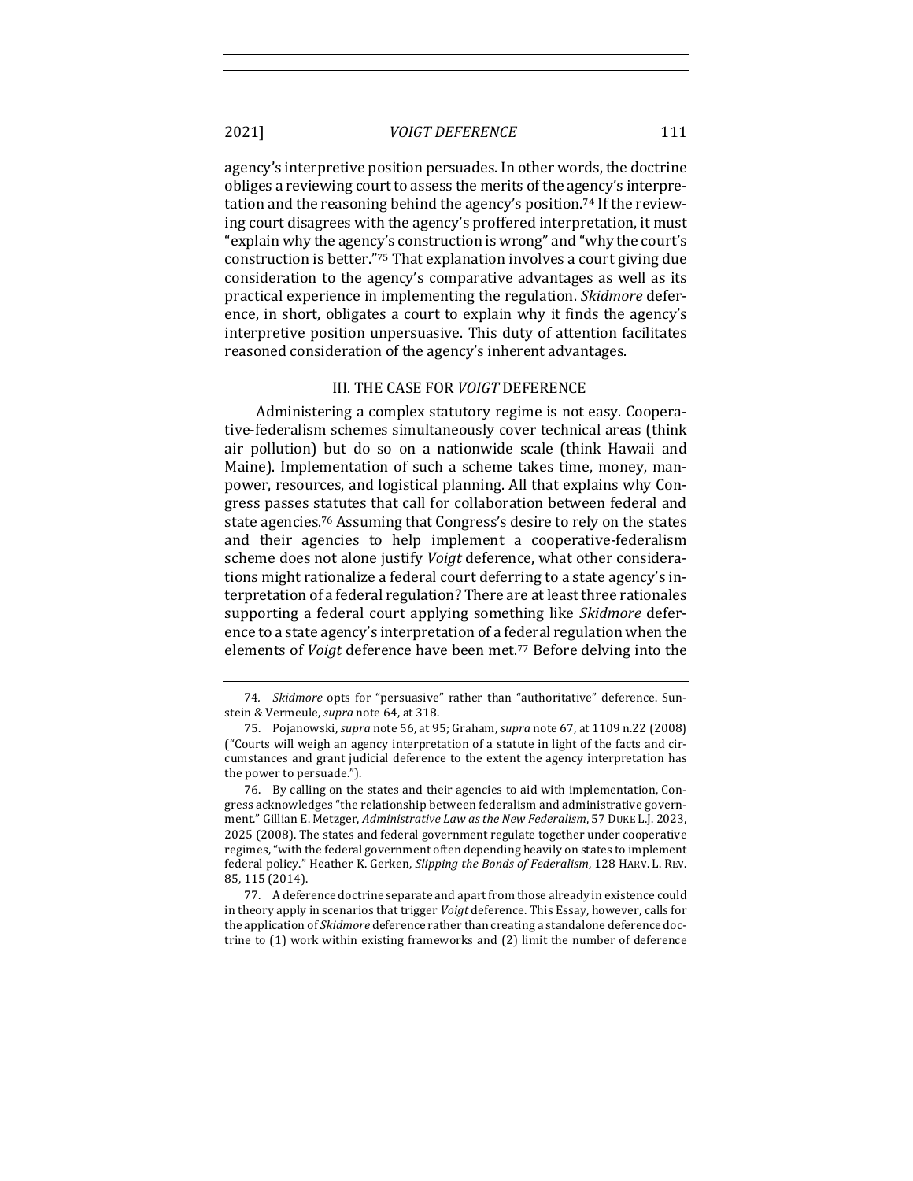agency's interpretive position persuades. In other words, the doctrine obliges a reviewing court to assess the merits of the agency's interpretation and the reasoning behind the agency's position.[74] If the reviewing court disagrees with the agency's proffered interpretation, it must "explain why the agency's construction is wrong" and "why the court's construction is better."[75] That explanation involves a court giving due consideration to the agency's comparative advantages as well as its practical experience in implementing the regulation. *Skidmore* deference, in short, obligates a court to explain why it finds the agency's interpretive position unpersuasive. This duty of attention facilitates reasoned consideration of the agency's inherent advantages.

## III. THE CASE FOR *VOIGT* DEFERENCE

Administering a complex statutory regime is not easy. Cooperative-federalism schemes simultaneously cover technical areas (think air pollution) but do so on a nationwide scale (think Hawaii and Maine). Implementation of such a scheme takes time, money, manpower, resources, and logistical planning. All that explains why Congress passes statutes that call for collaboration between federal and state agencies.[76] Assuming that Congress's desire to rely on the states and their agencies to help implement a cooperative-federalism scheme does not alone justify *Voigt* deference, what other considerations might rationalize a federal court deferring to a state agency's interpretation of a federal regulation? There are at least three rationales supporting a federal court applying something like *Skidmore* deference to a state agency's interpretation of a federal regulation when the elements of *Voigt* deference have been met.[77] Before delving into the

---

74. *Skidmore* opts for "persuasive" rather than "authoritative" deference. Sunstein & Vermeule, *supra* note 64, at 318.

75. Pojanowski, *supra* note 56, at 95; Graham, *supra* note 67, at 1109 n.22 (2008) ("Courts will weigh an agency interpretation of a statute in light of the facts and circumstances and grant judicial deference to the extent the agency interpretation has the power to persuade.").

76. By calling on the states and their agencies to aid with implementation, Congress acknowledges "the relationship between federalism and administrative government." Gillian E. Metzger, *Administrative Law as the New Federalism*, 57 DUKE L.J. 2023, 2025 (2008). The states and federal government regulate together under cooperative regimes, "with the federal government often depending heavily on states to implement federal policy." Heather K. Gerken, *Slipping the Bonds of Federalism*, 128 HARV. L. REV. 85, 115 (2014).

77. A deference doctrine separate and apart from those already in existence could in theory apply in scenarios that trigger *Voigt* deference. This Essay, however, calls for the application of *Skidmore* deference rather than creating a standalone deference doctrine to (1) work within existing frameworks and (2) limit the number of deference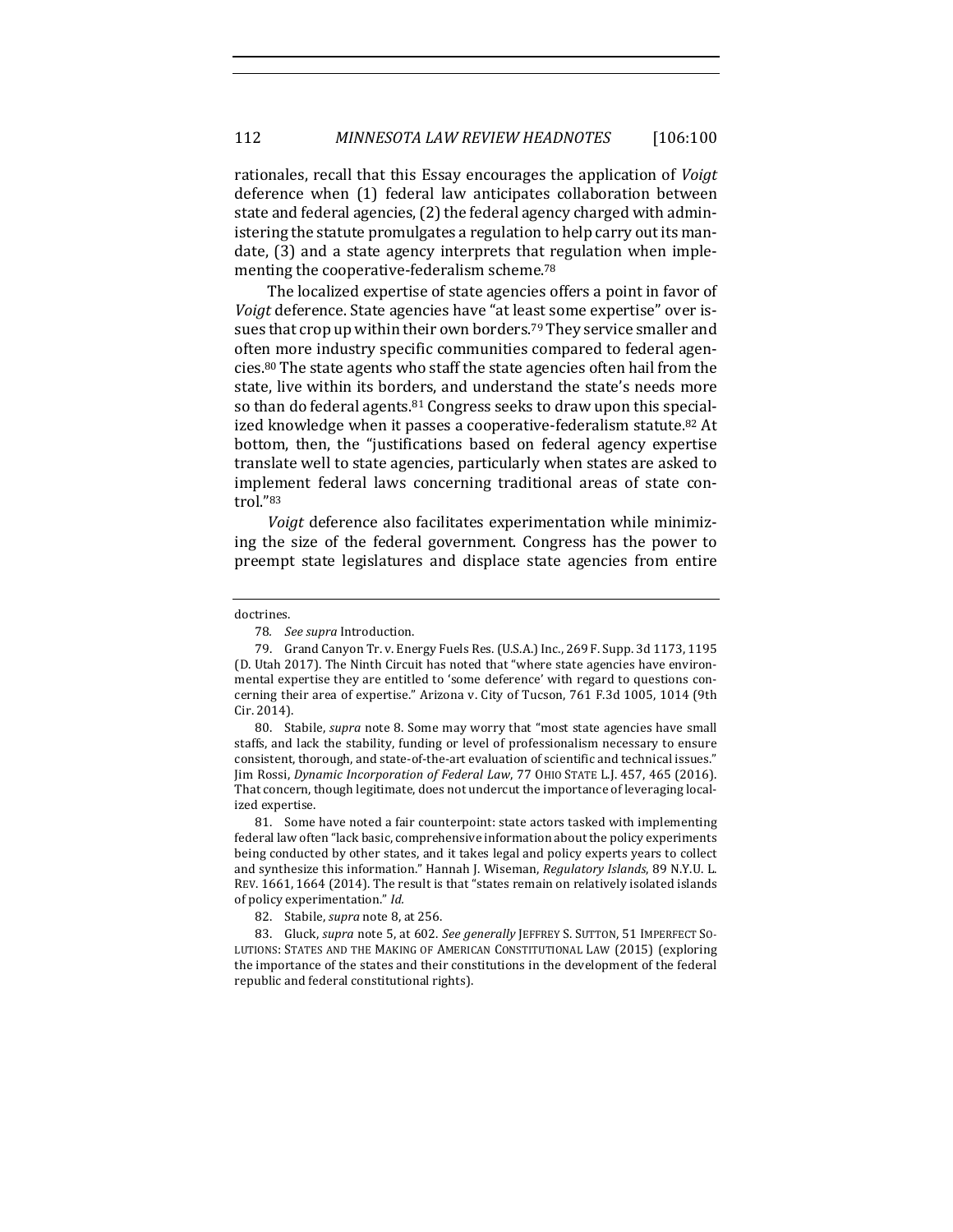rationales, recall that this Essay encourages the application of *Voigt* deference when (1) federal law anticipates collaboration between state and federal agencies, (2) the federal agency charged with administering the statute promulgates a regulation to help carry out its mandate, (3) and a state agency interprets that regulation when implementing the cooperative-federalism scheme.[78]

The localized expertise of state agencies offers a point in favor of *Voigt* deference. State agencies have "at least some expertise" over issues that crop up within their own borders.[79] They service smaller and often more industry specific communities compared to federal agencies.[80] The state agents who staff the state agencies often hail from the state, live within its borders, and understand the state's needs more so than do federal agents.[81] Congress seeks to draw upon this specialized knowledge when it passes a cooperative-federalism statute.[82] At bottom, then, the "justifications based on federal agency expertise translate well to state agencies, particularly when states are asked to implement federal laws concerning traditional areas of state control."[83]

*Voigt* deference also facilitates experimentation while minimizing the size of the federal government. Congress has the power to preempt state legislatures and displace state agencies from entire

---

doctrines.

78. *See supra* Introduction.

79. Grand Canyon Tr. v. Energy Fuels Res. (U.S.A.) Inc., 269 F. Supp. 3d 1173, 1195 (D. Utah 2017). The Ninth Circuit has noted that "where state agencies have environmental expertise they are entitled to 'some deference' with regard to questions concerning their area of expertise." Arizona v. City of Tucson, 761 F.3d 1005, 1014 (9th Cir. 2014).

80. Stabile, *supra* note 8. Some may worry that "most state agencies have small staffs, and lack the stability, funding or level of professionalism necessary to ensure consistent, thorough, and state-of-the-art evaluation of scientific and technical issues." Jim Rossi, *Dynamic Incorporation of Federal Law*, 77 OHIO STATE L.J. 457, 465 (2016). That concern, though legitimate, does not undercut the importance of leveraging localized expertise.

81. Some have noted a fair counterpoint: state actors tasked with implementing federal law often "lack basic, comprehensive information about the policy experiments being conducted by other states, and it takes legal and policy experts years to collect and synthesize this information." Hannah J. Wiseman, *Regulatory Islands*, 89 N.Y.U. L. REV. 1661, 1664 (2014). The result is that "states remain on relatively isolated islands of policy experimentation." *Id.*

82. Stabile, *supra* note 8, at 256.

83. Gluck, *supra* note 5, at 602. *See generally* JEFFREY S. SUTTON, 51 IMPERFECT SOLUTIONS: STATES AND THE MAKING OF AMERICAN CONSTITUTIONAL LAW (2015) (exploring the importance of the states and their constitutions in the development of the federal republic and federal constitutional rights).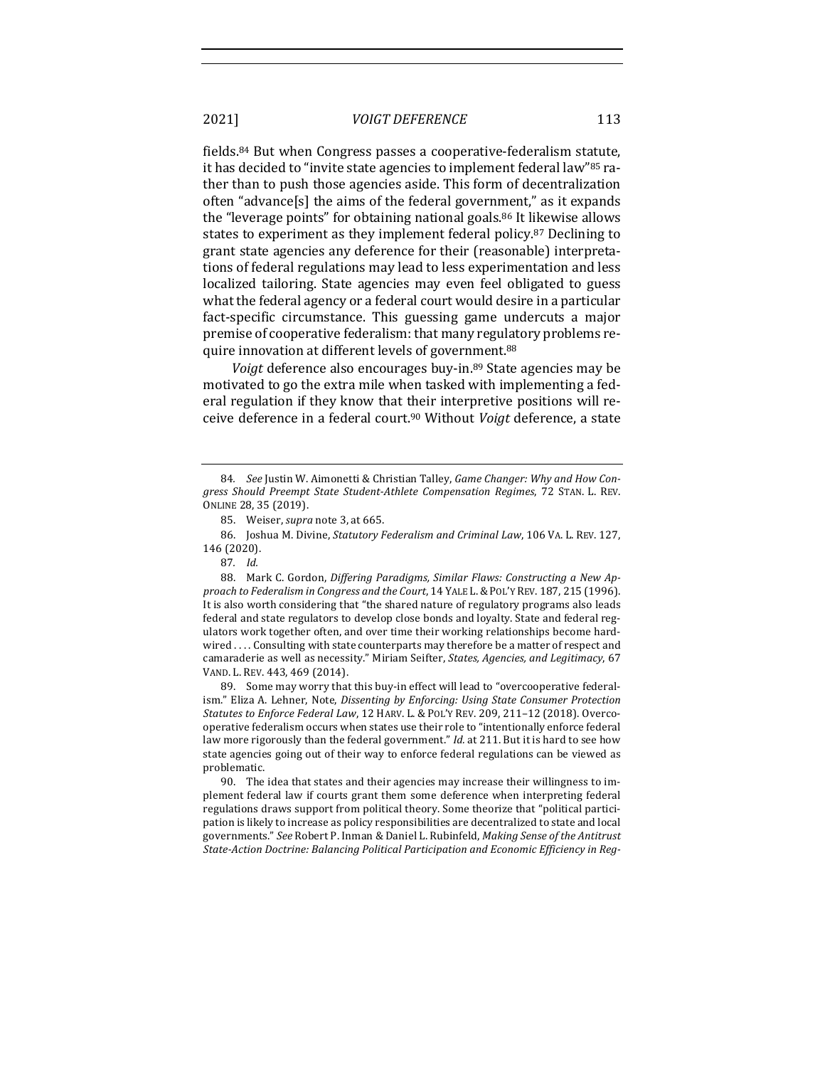fields.[84] But when Congress passes a cooperative-federalism statute, it has decided to "invite state agencies to implement federal law"[85] rather than to push those agencies aside. This form of decentralization often "advance[s] the aims of the federal government," as it expands the "leverage points" for obtaining national goals.[86] It likewise allows states to experiment as they implement federal policy.[87] Declining to grant state agencies any deference for their (reasonable) interpretations of federal regulations may lead to less experimentation and less localized tailoring. State agencies may even feel obligated to guess what the federal agency or a federal court would desire in a particular fact-specific circumstance. This guessing game undercuts a major premise of cooperative federalism: that many regulatory problems require innovation at different levels of government.[88]

*Voigt* deference also encourages buy-in.[89] State agencies may be motivated to go the extra mile when tasked with implementing a federal regulation if they know that their interpretive positions will receive deference in a federal court.[90] Without *Voigt* deference, a state

---

84. *See* Justin W. Aimonetti & Christian Talley, *Game Changer: Why and How Congress Should Preempt State Student-Athlete Compensation Regimes*, 72 STAN. L. REV. ONLINE 28, 35 (2019).

85. Weiser, *supra* note 3, at 665.

86. Joshua M. Divine, *Statutory Federalism and Criminal Law*, 106 VA. L. REV. 127, 146 (2020).

87. *Id.*

88. Mark C. Gordon, *Differing Paradigms, Similar Flaws: Constructing a New Approach to Federalism in Congress and the Court*, 14 YALE L. & POL'Y REV. 187, 215 (1996). It is also worth considering that "the shared nature of regulatory programs also leads federal and state regulators to develop close bonds and loyalty. State and federal regulators work together often, and over time their working relationships become hardwired . . . . Consulting with state counterparts may therefore be a matter of respect and camaraderie as well as necessity." Miriam Seifter, *States, Agencies, and Legitimacy*, 67 VAND. L. REV. 443, 469 (2014).

89. Some may worry that this buy-in effect will lead to "overcooperative federalism." Eliza A. Lehner, Note, *Dissenting by Enforcing: Using State Consumer Protection Statutes to Enforce Federal Law*, 12 HARV. L. & POL'Y REV. 209, 211–12 (2018). Overcooperative federalism occurs when states use their role to "intentionally enforce federal law more rigorously than the federal government." *Id.* at 211. But it is hard to see how state agencies going out of their way to enforce federal regulations can be viewed as problematic.

90. The idea that states and their agencies may increase their willingness to implement federal law if courts grant them some deference when interpreting federal regulations draws support from political theory. Some theorize that "political participation is likely to increase as policy responsibilities are decentralized to state and local governments." *See* Robert P. Inman & Daniel L. Rubinfeld, *Making Sense of the Antitrust State-Action Doctrine: Balancing Political Participation and Economic Efficiency in Reg-*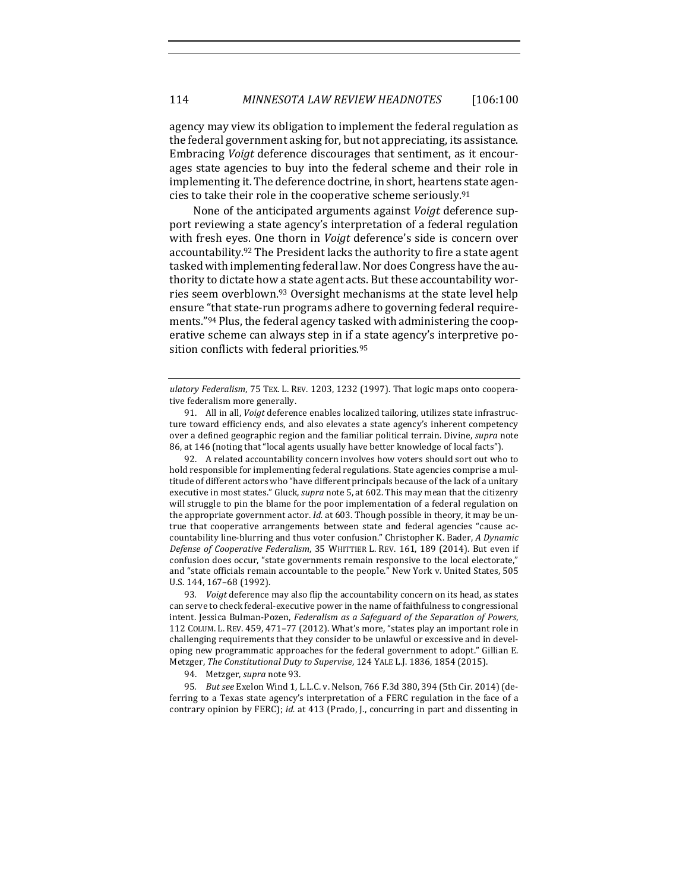agency may view its obligation to implement the federal regulation as the federal government asking for, but not appreciating, its assistance. Embracing *Voigt* deference discourages that sentiment, as it encourages state agencies to buy into the federal scheme and their role in implementing it. The deference doctrine, in short, heartens state agencies to take their role in the cooperative scheme seriously.[91]

None of the anticipated arguments against *Voigt* deference support reviewing a state agency's interpretation of a federal regulation with fresh eyes. One thorn in *Voigt* deference's side is concern over accountability.[92] The President lacks the authority to fire a state agent tasked with implementing federal law. Nor does Congress have the authority to dictate how a state agent acts. But these accountability worries seem overblown.[93] Oversight mechanisms at the state level help ensure "that state-run programs adhere to governing federal requirements."[94] Plus, the federal agency tasked with administering the cooperative scheme can always step in if a state agency's interpretive position conflicts with federal priorities.[95]

---

*ulatory Federalism*, 75 TEX. L. REV. 1203, 1232 (1997). That logic maps onto cooperative federalism more generally.

91. All in all, *Voigt* deference enables localized tailoring, utilizes state infrastructure toward efficiency ends, and also elevates a state agency's inherent competency over a defined geographic region and the familiar political terrain. Divine, *supra* note 86, at 146 (noting that "local agents usually have better knowledge of local facts").

92. A related accountability concern involves how voters should sort out who to hold responsible for implementing federal regulations. State agencies comprise a multitude of different actors who "have different principals because of the lack of a unitary executive in most states." Gluck, *supra* note 5, at 602. This may mean that the citizenry will struggle to pin the blame for the poor implementation of a federal regulation on the appropriate government actor. *Id.* at 603. Though possible in theory, it may be untrue that cooperative arrangements between state and federal agencies "cause accountability line-blurring and thus voter confusion." Christopher K. Bader, *A Dynamic Defense of Cooperative Federalism*, 35 WHITTIER L. REV. 161, 189 (2014). But even if confusion does occur, "state governments remain responsive to the local electorate," and "state officials remain accountable to the people." New York v. United States, 505 U.S. 144, 167–68 (1992).

93. *Voigt* deference may also flip the accountability concern on its head, as states can serve to check federal-executive power in the name of faithfulness to congressional intent. Jessica Bulman-Pozen, *Federalism as a Safeguard of the Separation of Powers*, 112 COLUM. L. REV. 459, 471–77 (2012). What's more, "states play an important role in challenging requirements that they consider to be unlawful or excessive and in developing new programmatic approaches for the federal government to adopt." Gillian E. Metzger, *The Constitutional Duty to Supervise*, 124 YALE L.J. 1836, 1854 (2015).

94. Metzger, *supra* note 93.

95. *But see* Exelon Wind 1, L.L.C. v. Nelson, 766 F.3d 380, 394 (5th Cir. 2014) (deferring to a Texas state agency's interpretation of a FERC regulation in the face of a contrary opinion by FERC); *id.* at 413 (Prado, J., concurring in part and dissenting in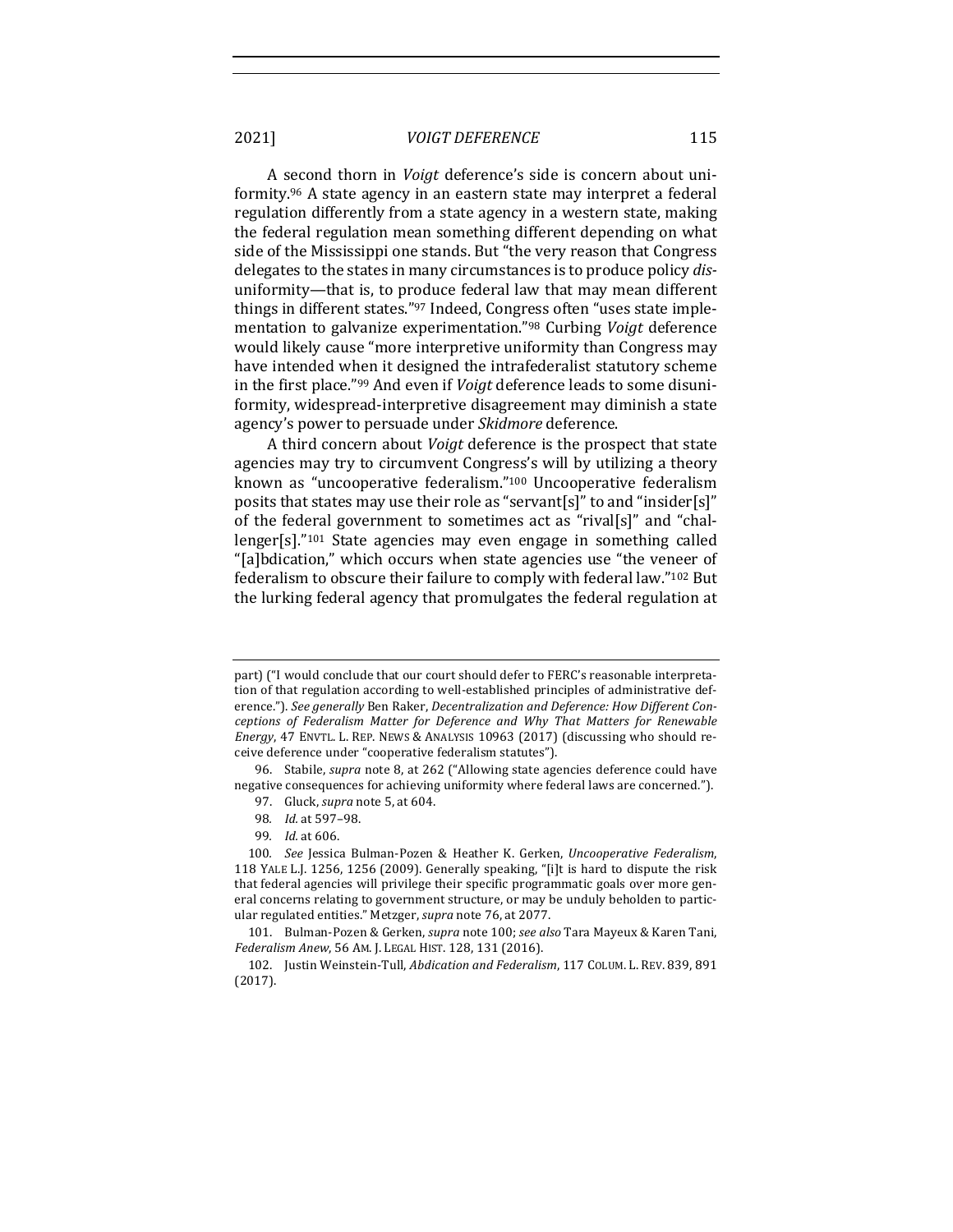A second thorn in *Voigt* deference's side is concern about uniformity.[96] A state agency in an eastern state may interpret a federal regulation differently from a state agency in a western state, making the federal regulation mean something different depending on what side of the Mississippi one stands. But "the very reason that Congress delegates to the states in many circumstances is to produce policy *dis*-uniformity—that is, to produce federal law that may mean different things in different states."[97] Indeed, Congress often "uses state implementation to galvanize experimentation."[98] Curbing *Voigt* deference would likely cause "more interpretive uniformity than Congress may have intended when it designed the intrafederalist statutory scheme in the first place."[99] And even if *Voigt* deference leads to some disuniformity, widespread-interpretive disagreement may diminish a state agency's power to persuade under *Skidmore* deference.

A third concern about *Voigt* deference is the prospect that state agencies may try to circumvent Congress's will by utilizing a theory known as "uncooperative federalism."[100] Uncooperative federalism posits that states may use their role as "servant[s]" to and "insider[s]" of the federal government to sometimes act as "rival[s]" and "challenger[s]."[101] State agencies may even engage in something called "[a]bdication," which occurs when state agencies use "the veneer of federalism to obscure their failure to comply with federal law."[102] But the lurking federal agency that promulgates the federal regulation at

---

part) ("I would conclude that our court should defer to FERC's reasonable interpretation of that regulation according to well-established principles of administrative deference."). *See generally* Ben Raker, *Decentralization and Deference: How Different Conceptions of Federalism Matter for Deference and Why That Matters for Renewable Energy*, 47 ENVTL. L. REP. NEWS & ANALYSIS 10963 (2017) (discussing who should receive deference under "cooperative federalism statutes").

96. Stabile, *supra* note 8, at 262 ("Allowing state agencies deference could have negative consequences for achieving uniformity where federal laws are concerned.").

97. Gluck, *supra* note 5, at 604.

98. *Id.* at 597–98.

99. *Id.* at 606.

100. *See* Jessica Bulman-Pozen & Heather K. Gerken, *Uncooperative Federalism*, 118 YALE L.J. 1256, 1256 (2009). Generally speaking, "[i]t is hard to dispute the risk that federal agencies will privilege their specific programmatic goals over more general concerns relating to government structure, or may be unduly beholden to particular regulated entities." Metzger, *supra* note 76, at 2077.

101. Bulman-Pozen & Gerken, *supra* note 100; *see also* Tara Mayeux & Karen Tani, *Federalism Anew*, 56 AM. J. LEGAL HIST. 128, 131 (2016).

102. Justin Weinstein-Tull, *Abdication and Federalism*, 117 COLUM. L. REV. 839, 891 (2017).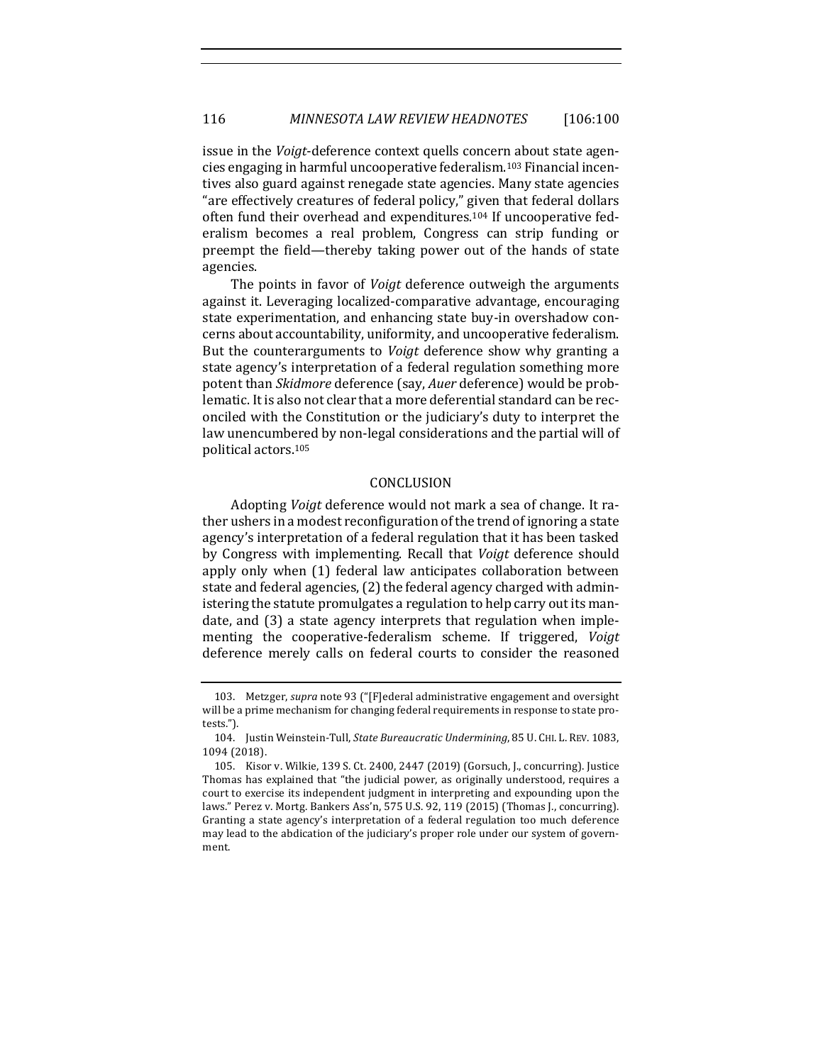issue in the *Voigt*-deference context quells concern about state agencies engaging in harmful uncooperative federalism.[103] Financial incentives also guard against renegade state agencies. Many state agencies "are effectively creatures of federal policy," given that federal dollars often fund their overhead and expenditures.[104] If uncooperative federalism becomes a real problem, Congress can strip funding or preempt the field—thereby taking power out of the hands of state agencies.

The points in favor of *Voigt* deference outweigh the arguments against it. Leveraging localized-comparative advantage, encouraging state experimentation, and enhancing state buy-in overshadow concerns about accountability, uniformity, and uncooperative federalism. But the counterarguments to *Voigt* deference show why granting a state agency's interpretation of a federal regulation something more potent than *Skidmore* deference (say, *Auer* deference) would be problematic. It is also not clear that a more deferential standard can be reconciled with the Constitution or the judiciary's duty to interpret the law unencumbered by non-legal considerations and the partial will of political actors.[105]

## CONCLUSION

Adopting *Voigt* deference would not mark a sea of change. It rather ushers in a modest reconfiguration of the trend of ignoring a state agency's interpretation of a federal regulation that it has been tasked by Congress with implementing. Recall that *Voigt* deference should apply only when (1) federal law anticipates collaboration between state and federal agencies, (2) the federal agency charged with administering the statute promulgates a regulation to help carry out its mandate, and (3) a state agency interprets that regulation when implementing the cooperative-federalism scheme. If triggered, *Voigt* deference merely calls on federal courts to consider the reasoned

---

103. Metzger, *supra* note 93 ("[F]ederal administrative engagement and oversight will be a prime mechanism for changing federal requirements in response to state protests.").

104. Justin Weinstein-Tull, *State Bureaucratic Undermining*, 85 U. CHI. L. REV. 1083, 1094 (2018).

105. Kisor v. Wilkie, 139 S. Ct. 2400, 2447 (2019) (Gorsuch, J., concurring). Justice Thomas has explained that "the judicial power, as originally understood, requires a court to exercise its independent judgment in interpreting and expounding upon the laws." Perez v. Mortg. Bankers Ass'n, 575 U.S. 92, 119 (2015) (Thomas J., concurring). Granting a state agency's interpretation of a federal regulation too much deference may lead to the abdication of the judiciary's proper role under our system of government.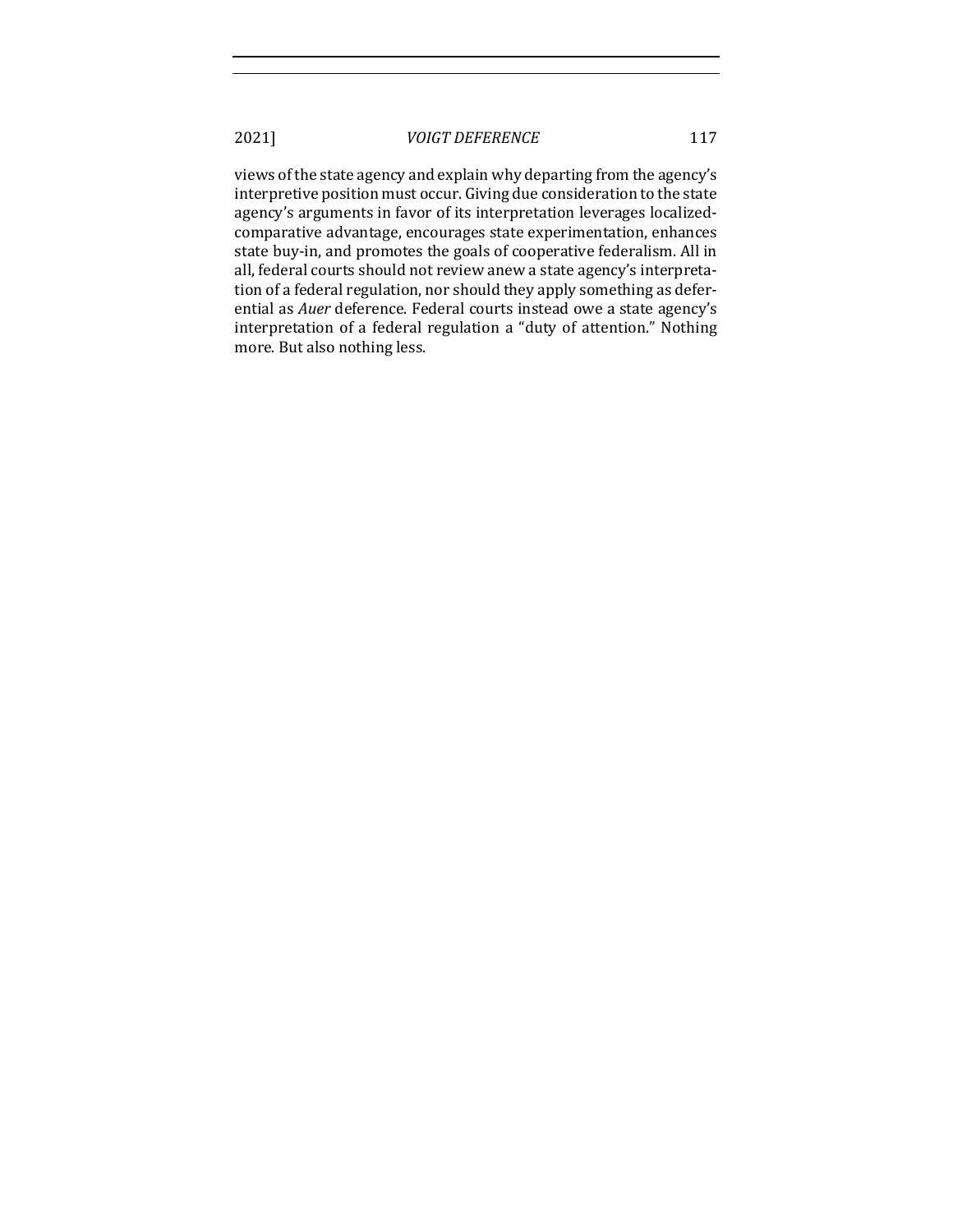views of the state agency and explain why departing from the agency's interpretive position must occur. Giving due consideration to the state agency's arguments in favor of its interpretation leverages localized-comparative advantage, encourages state experimentation, enhances state buy-in, and promotes the goals of cooperative federalism. All in all, federal courts should not review anew a state agency's interpretation of a federal regulation, nor should they apply something as deferential as *Auer* deference. Federal courts instead owe a state agency's interpretation of a federal regulation a "duty of attention." Nothing more. But also nothing less.